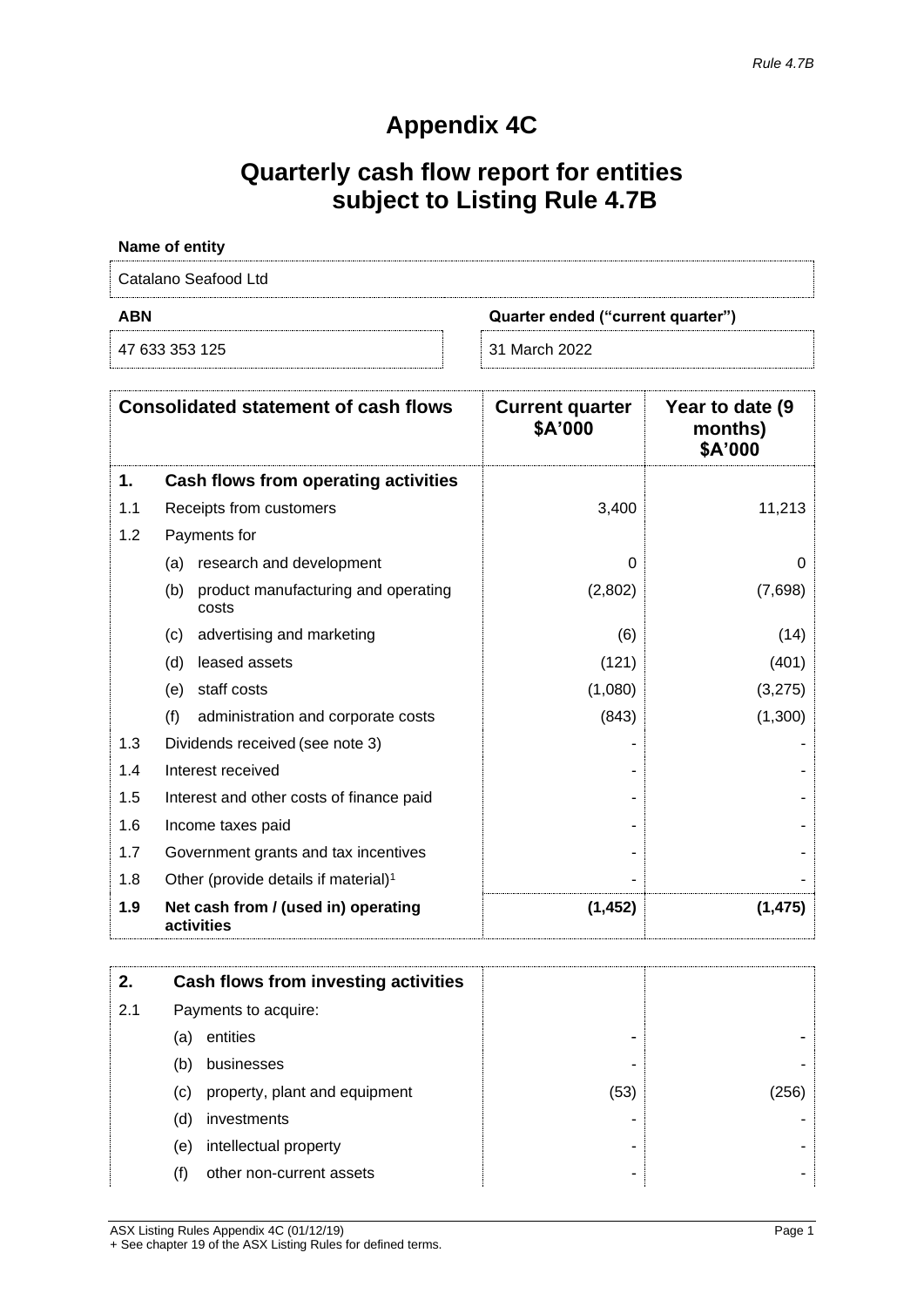*Rule 4.7B*

# Appendix 4C

# Quarterly cash flow report for entities subject to Listing Rule 4.7B

**Name of entity**

Catalano Seafood Ltd

| **ABN** | **Quarter ended ("current quarter")** |
|---|---|
| 47 633 353 125 | 31 March 2022 |

| | **Consolidated statement of cash flows** | **Current quarter $A'000** | **Year to date (9 months) $A'000** |
|---|---|---|---|
| **1.** | **Cash flows from operating activities** | | |
| 1.1 | Receipts from customers | 3,400 | 11,213 |
| 1.2 | Payments for | | |
| | (a) research and development | 0 | 0 |
| | (b) product manufacturing and operating costs | (2,802) | (7,698) |
| | (c) advertising and marketing | (6) | (14) |
| | (d) leased assets | (121) | (401) |
| | (e) staff costs | (1,080) | (3,275) |
| | (f) administration and corporate costs | (843) | (1,300) |
| 1.3 | Dividends received (see note 3) | - | - |
| 1.4 | Interest received | - | - |
| 1.5 | Interest and other costs of finance paid | - | - |
| 1.6 | Income taxes paid | - | - |
| 1.7 | Government grants and tax incentives | - | - |
| 1.8 | Other (provide details if material)[1] | - | - |
| **1.9** | **Net cash from / (used in) operating activities** | **(1,452)** | **(1,475)** |

| | | | |
|---|---|---|---|
| **2.** | **Cash flows from investing activities** | | |
| 2.1 | Payments to acquire: | | |
| | (a) entities | - | - |
| | (b) businesses | - | - |
| | (c) property, plant and equipment | (53) | (256) |
| | (d) investments | - | - |
| | (e) intellectual property | - | - |
| | (f) other non-current assets | - | - |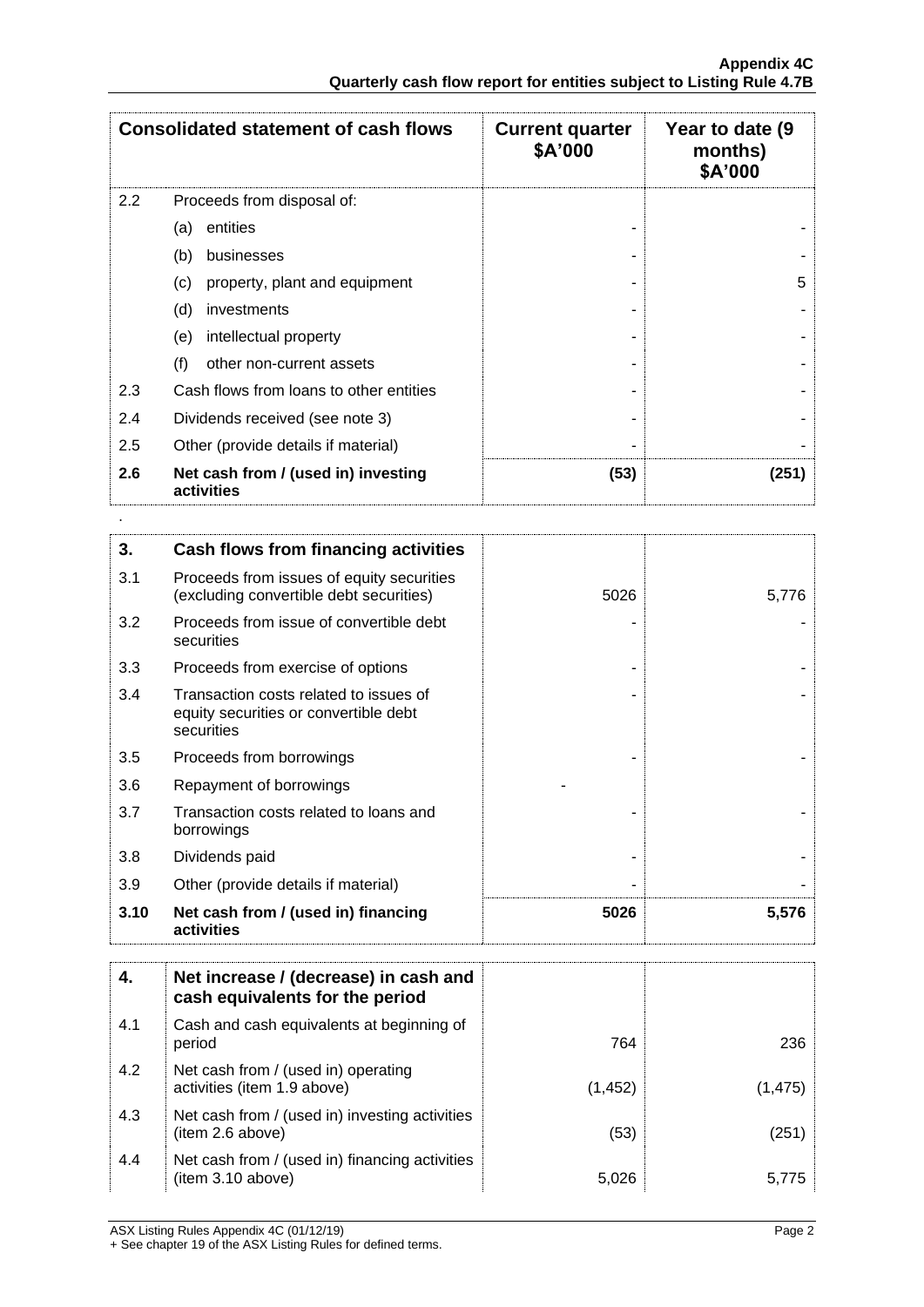| | Consolidated statement of cash flows | Current quarter $A'000 | Year to date (9 months) $A'000 |
|---|---|---|---|
| 2.2 | Proceeds from disposal of: | | |
| | (a) entities | - | - |
| | (b) businesses | - | - |
| | (c) property, plant and equipment | - | 5 |
| | (d) investments | - | - |
| | (e) intellectual property | - | - |
| | (f) other non-current assets | - | - |
| 2.3 | Cash flows from loans to other entities | - | - |
| 2.4 | Dividends received (see note 3) | - | - |
| 2.5 | Other (provide details if material) | - | - |
| **2.6** | **Net cash from / (used in) investing activities** | **(53)** | **(251)** |

.

| | | | |
|---|---|---|---|
| **3.** | **Cash flows from financing activities** | | |
| 3.1 | Proceeds from issues of equity securities (excluding convertible debt securities) | 5026 | 5,776 |
| 3.2 | Proceeds from issue of convertible debt securities | - | - |
| 3.3 | Proceeds from exercise of options | - | - |
| 3.4 | Transaction costs related to issues of equity securities or convertible debt securities | - | - |
| 3.5 | Proceeds from borrowings | - | - |
| 3.6 | Repayment of borrowings | - | |
| 3.7 | Transaction costs related to loans and borrowings | - | - |
| 3.8 | Dividends paid | - | - |
| 3.9 | Other (provide details if material) | - | - |
| **3.10** | **Net cash from / (used in) financing activities** | **5026** | **5,576** |

| | | | |
|---|---|---|---|
| **4.** | **Net increase / (decrease) in cash and cash equivalents for the period** | | |
| 4.1 | Cash and cash equivalents at beginning of period | 764 | 236 |
| 4.2 | Net cash from / (used in) operating activities (item 1.9 above) | (1,452) | (1,475) |
| 4.3 | Net cash from / (used in) investing activities (item 2.6 above) | (53) | (251) |
| 4.4 | Net cash from / (used in) financing activities (item 3.10 above) | 5,026 | 5,775 |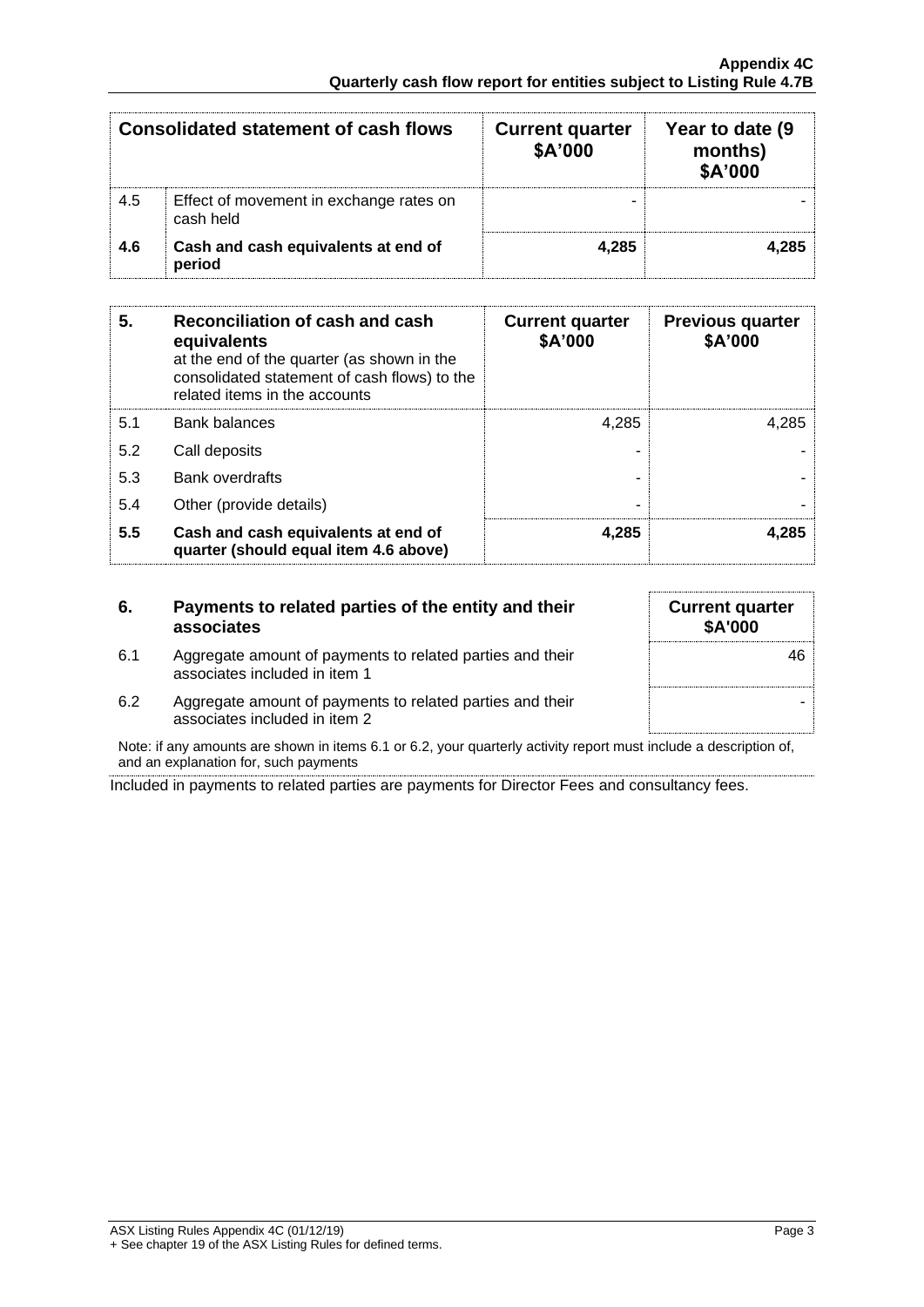| Consolidated statement of cash flows | | Current quarter $A'000 | Year to date (9 months) $A'000 |
|---|---|---|---|
| 4.5 | Effect of movement in exchange rates on cash held | - | - |
| **4.6** | **Cash and cash equivalents at end of period** | **4,285** | **4,285** |

| **5.** | **Reconciliation of cash and cash equivalents** at the end of the quarter (as shown in the consolidated statement of cash flows) to the related items in the accounts | **Current quarter $A'000** | **Previous quarter $A'000** |
|---|---|---|---|
| 5.1 | Bank balances | 4,285 | 4,285 |
| 5.2 | Call deposits | - | - |
| 5.3 | Bank overdrafts | - | - |
| 5.4 | Other (provide details) | - | - |
| **5.5** | **Cash and cash equivalents at end of quarter (should equal item 4.6 above)** | **4,285** | **4,285** |

| **6.** | **Payments to related parties of the entity and their associates** | **Current quarter $A'000** |
|---|---|---|
| 6.1 | Aggregate amount of payments to related parties and their associates included in item 1 | 46 |
| 6.2 | Aggregate amount of payments to related parties and their associates included in item 2 | - |

Note: if any amounts are shown in items 6.1 or 6.2, your quarterly activity report must include a description of, and an explanation for, such payments

Included in payments to related parties are payments for Director Fees and consultancy fees.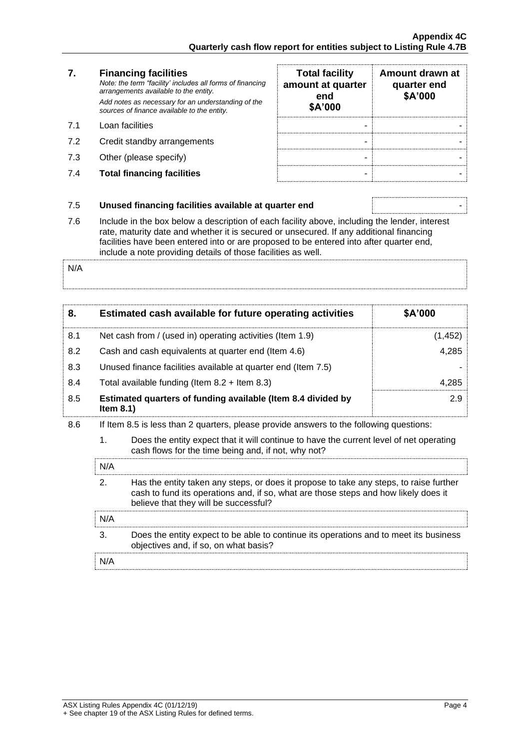| 7. | **Financing facilities**<br>*Note: the term "facility' includes all forms of financing arrangements available to the entity.*<br>*Add notes as necessary for an understanding of the sources of finance available to the entity.* | **Total facility amount at quarter end**<br>**$A'000** | **Amount drawn at quarter end**<br>**$A'000** |
|---|---|---|---|
| 7.1 | Loan facilities | - | - |
| 7.2 | Credit standby arrangements | - | - |
| 7.3 | Other (please specify) | - | - |
| 7.4 | **Total financing facilities** | - | - |

| 7.5 | **Unused financing facilities available at quarter end** | - |
|---|---|---|

7.6 Include in the box below a description of each facility above, including the lender, interest rate, maturity date and whether it is secured or unsecured. If any additional financing facilities have been entered into or are proposed to be entered into after quarter end, include a note providing details of those facilities as well.

N/A

| 8. | **Estimated cash available for future operating activities** | **$A'000** |
|---|---|---|
| 8.1 | Net cash from / (used in) operating activities (Item 1.9) | (1,452) |
| 8.2 | Cash and cash equivalents at quarter end (Item 4.6) | 4,285 |
| 8.3 | Unused finance facilities available at quarter end (Item 7.5) | - |
| 8.4 | Total available funding (Item 8.2 + Item 8.3) | 4,285 |
| 8.5 | **Estimated quarters of funding available (Item 8.4 divided by Item 8.1)** | 2.9 |

8.6 If Item 8.5 is less than 2 quarters, please provide answers to the following questions:

1. Does the entity expect that it will continue to have the current level of net operating cash flows for the time being and, if not, why not?

N/A

2. Has the entity taken any steps, or does it propose to take any steps, to raise further cash to fund its operations and, if so, what are those steps and how likely does it believe that they will be successful?

N/A

3. Does the entity expect to be able to continue its operations and to meet its business objectives and, if so, on what basis?

N/A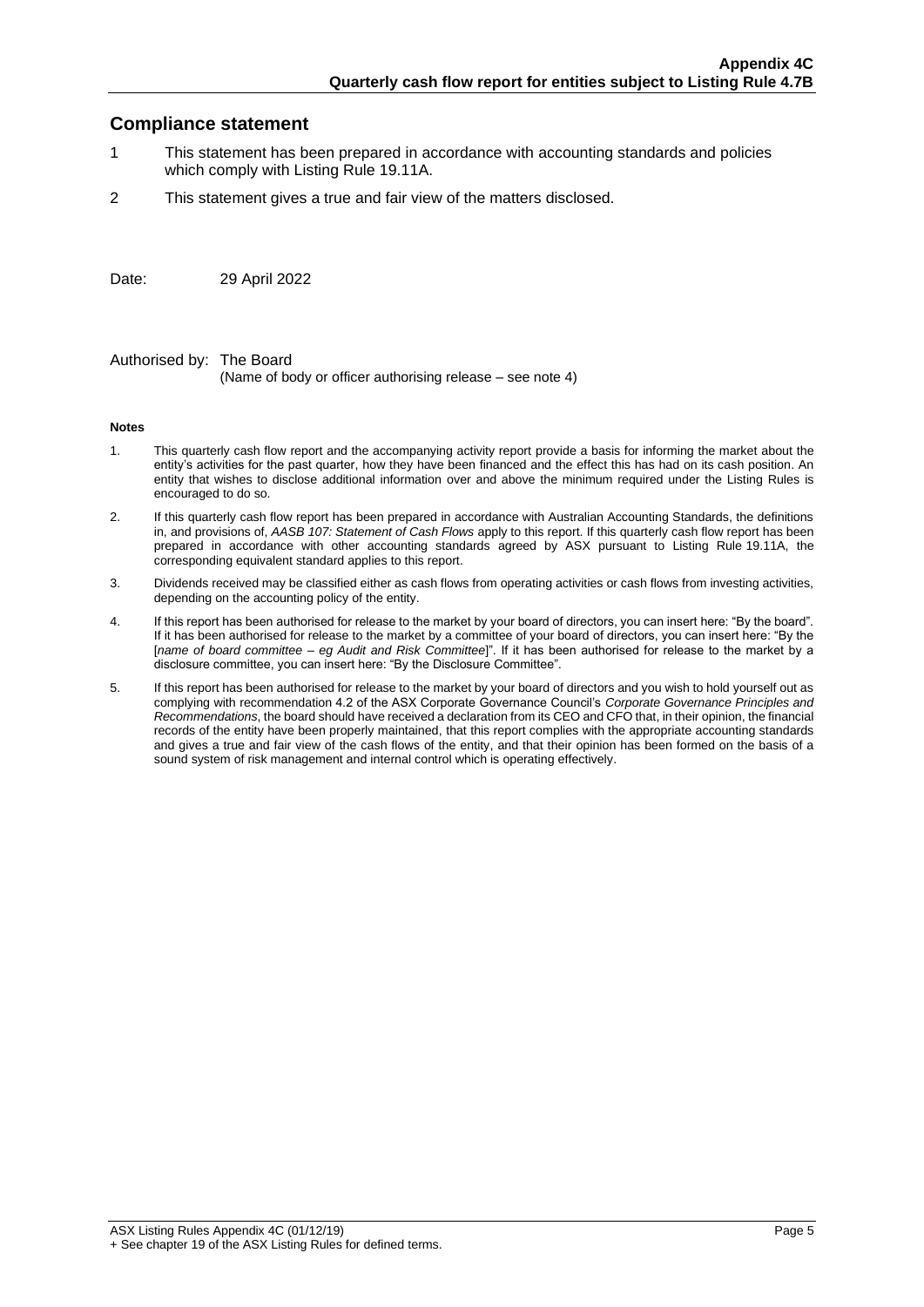## Compliance statement

1 This statement has been prepared in accordance with accounting standards and policies which comply with Listing Rule 19.11A.

2 This statement gives a true and fair view of the matters disclosed.

Date: 29 April 2022

Authorised by: The Board
(Name of body or officer authorising release – see note 4)

#### Notes

1. This quarterly cash flow report and the accompanying activity report provide a basis for informing the market about the entity's activities for the past quarter, how they have been financed and the effect this has had on its cash position. An entity that wishes to disclose additional information over and above the minimum required under the Listing Rules is encouraged to do so.
2. If this quarterly cash flow report has been prepared in accordance with Australian Accounting Standards, the definitions in, and provisions of, *AASB 107: Statement of Cash Flows* apply to this report. If this quarterly cash flow report has been prepared in accordance with other accounting standards agreed by ASX pursuant to Listing Rule 19.11A, the corresponding equivalent standard applies to this report.
3. Dividends received may be classified either as cash flows from operating activities or cash flows from investing activities, depending on the accounting policy of the entity.
4. If this report has been authorised for release to the market by your board of directors, you can insert here: "By the board". If it has been authorised for release to the market by a committee of your board of directors, you can insert here: "By the [*name of board committee – eg Audit and Risk Committee*]". If it has been authorised for release to the market by a disclosure committee, you can insert here: "By the Disclosure Committee".
5. If this report has been authorised for release to the market by your board of directors and you wish to hold yourself out as complying with recommendation 4.2 of the ASX Corporate Governance Council's *Corporate Governance Principles and Recommendations*, the board should have received a declaration from its CEO and CFO that, in their opinion, the financial records of the entity have been properly maintained, that this report complies with the appropriate accounting standards and gives a true and fair view of the cash flows of the entity, and that their opinion has been formed on the basis of a sound system of risk management and internal control which is operating effectively.